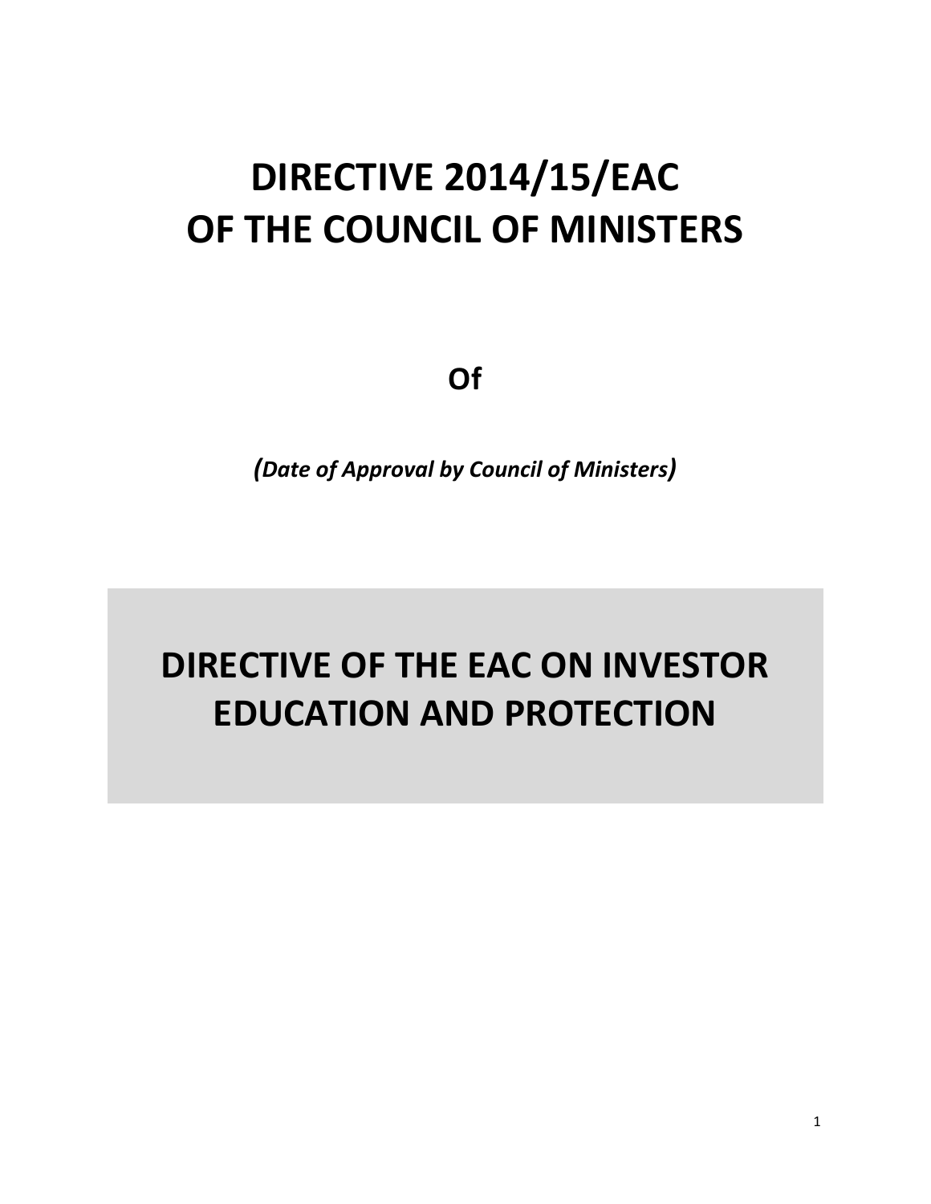# DIRECTIVE 2014/15/EAC
# OF THE COUNCIL OF MINISTERS

**Of**

***(Date of Approval by Council of Ministers)***

# DIRECTIVE OF THE EAC ON INVESTOR EDUCATION AND PROTECTION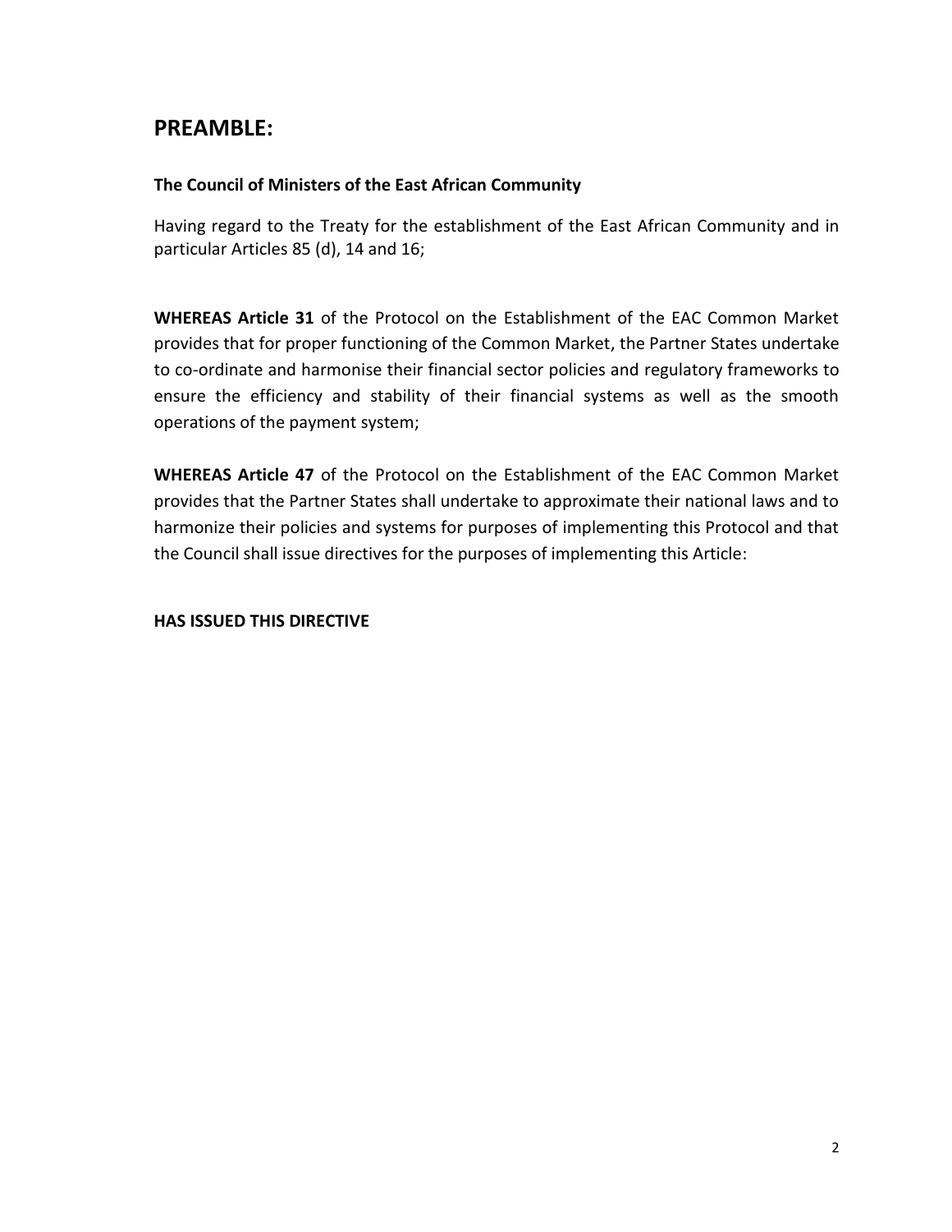## PREAMBLE:

**The Council of Ministers of the East African Community**

Having regard to the Treaty for the establishment of the East African Community and in particular Articles 85 (d), 14 and 16;

**WHEREAS Article 31** of the Protocol on the Establishment of the EAC Common Market provides that for proper functioning of the Common Market, the Partner States undertake to co-ordinate and harmonise their financial sector policies and regulatory frameworks to ensure the efficiency and stability of their financial systems as well as the smooth operations of the payment system;

**WHEREAS Article 47** of the Protocol on the Establishment of the EAC Common Market provides that the Partner States shall undertake to approximate their national laws and to harmonize their policies and systems for purposes of implementing this Protocol and that the Council shall issue directives for the purposes of implementing this Article:

**HAS ISSUED THIS DIRECTIVE**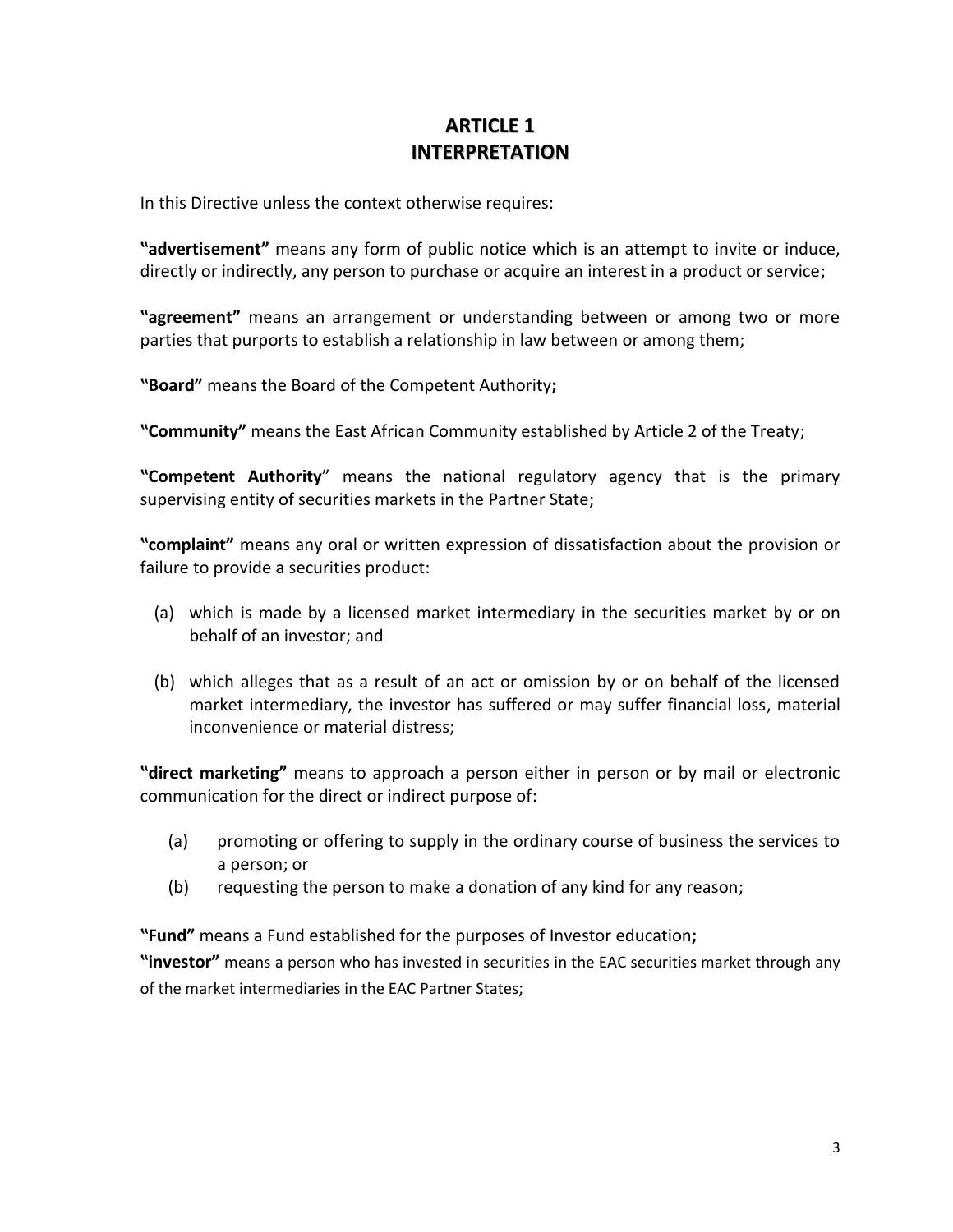# ARTICLE 1
# INTERPRETATION

In this Directive unless the context otherwise requires:

**"advertisement"** means any form of public notice which is an attempt to invite or induce, directly or indirectly, any person to purchase or acquire an interest in a product or service;

**"agreement"** means an arrangement or understanding between or among two or more parties that purports to establish a relationship in law between or among them;

**"Board"** means the Board of the Competent Authority**;**

**"Community"** means the East African Community established by Article 2 of the Treaty;

**"Competent Authority**" means the national regulatory agency that is the primary supervising entity of securities markets in the Partner State;

**"complaint"** means any oral or written expression of dissatisfaction about the provision or failure to provide a securities product:

(a) which is made by a licensed market intermediary in the securities market by or on behalf of an investor; and

(b) which alleges that as a result of an act or omission by or on behalf of the licensed market intermediary, the investor has suffered or may suffer financial loss, material inconvenience or material distress;

**"direct marketing"** means to approach a person either in person or by mail or electronic communication for the direct or indirect purpose of:

(a) promoting or offering to supply in the ordinary course of business the services to a person; or
(b) requesting the person to make a donation of any kind for any reason;

**"Fund"** means a Fund established for the purposes of Investor education**;**

**"investor"** means a person who has invested in securities in the EAC securities market through any of the market intermediaries in the EAC Partner States;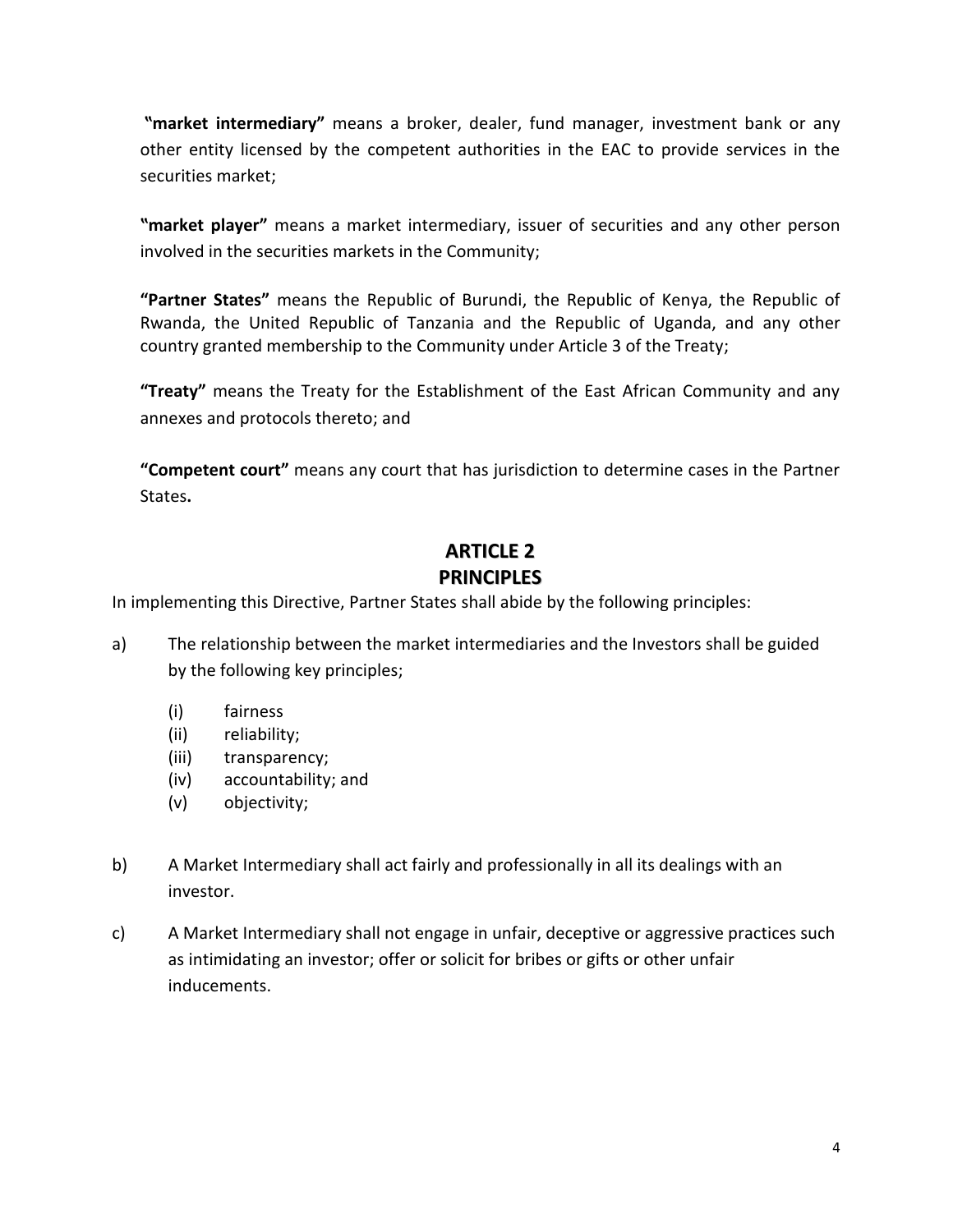**"market intermediary"** means a broker, dealer, fund manager, investment bank or any other entity licensed by the competent authorities in the EAC to provide services in the securities market;

**"market player"** means a market intermediary, issuer of securities and any other person involved in the securities markets in the Community;

**"Partner States"** means the Republic of Burundi, the Republic of Kenya, the Republic of Rwanda, the United Republic of Tanzania and the Republic of Uganda, and any other country granted membership to the Community under Article 3 of the Treaty;

**"Treaty"** means the Treaty for the Establishment of the East African Community and any annexes and protocols thereto; and

**"Competent court"** means any court that has jurisdiction to determine cases in the Partner States**.**

## ARTICLE 2
## PRINCIPLES

In implementing this Directive, Partner States shall abide by the following principles:

a) The relationship between the market intermediaries and the Investors shall be guided by the following key principles;

   (i) fairness
   (ii) reliability;
   (iii) transparency;
   (iv) accountability; and
   (v) objectivity;

b) A Market Intermediary shall act fairly and professionally in all its dealings with an investor.

c) A Market Intermediary shall not engage in unfair, deceptive or aggressive practices such as intimidating an investor; offer or solicit for bribes or gifts or other unfair inducements.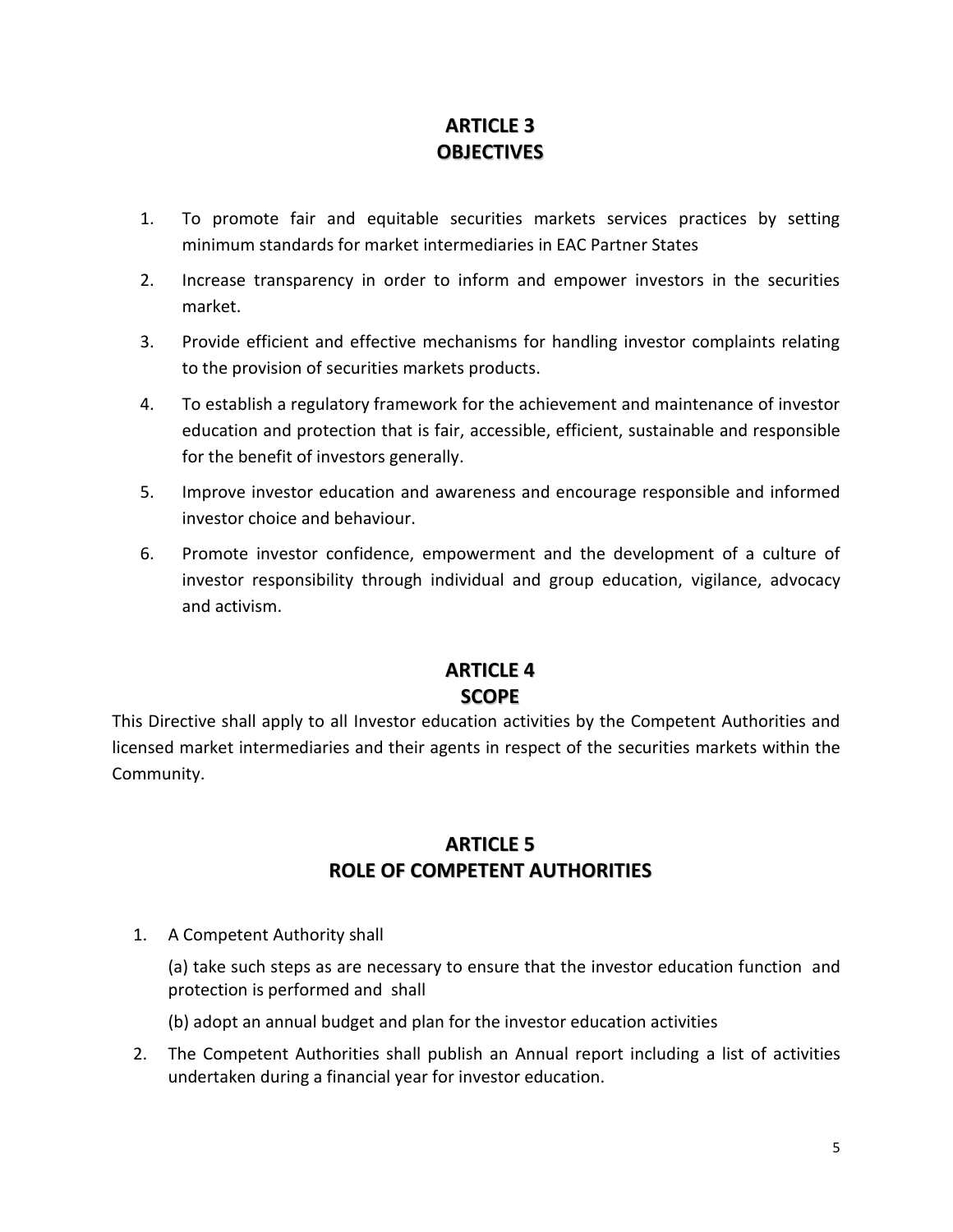## ARTICLE 3
## OBJECTIVES

1. To promote fair and equitable securities markets services practices by setting minimum standards for market intermediaries in EAC Partner States
2. Increase transparency in order to inform and empower investors in the securities market.
3. Provide efficient and effective mechanisms for handling investor complaints relating to the provision of securities markets products.
4. To establish a regulatory framework for the achievement and maintenance of investor education and protection that is fair, accessible, efficient, sustainable and responsible for the benefit of investors generally.
5. Improve investor education and awareness and encourage responsible and informed investor choice and behaviour.
6. Promote investor confidence, empowerment and the development of a culture of investor responsibility through individual and group education, vigilance, advocacy and activism.

## ARTICLE 4
## SCOPE

This Directive shall apply to all Investor education activities by the Competent Authorities and licensed market intermediaries and their agents in respect of the securities markets within the Community.

## ARTICLE 5
## ROLE OF COMPETENT AUTHORITIES

1. A Competent Authority shall

   (a) take such steps as are necessary to ensure that the investor education function and protection is performed and shall

   (b) adopt an annual budget and plan for the investor education activities

2. The Competent Authorities shall publish an Annual report including a list of activities undertaken during a financial year for investor education.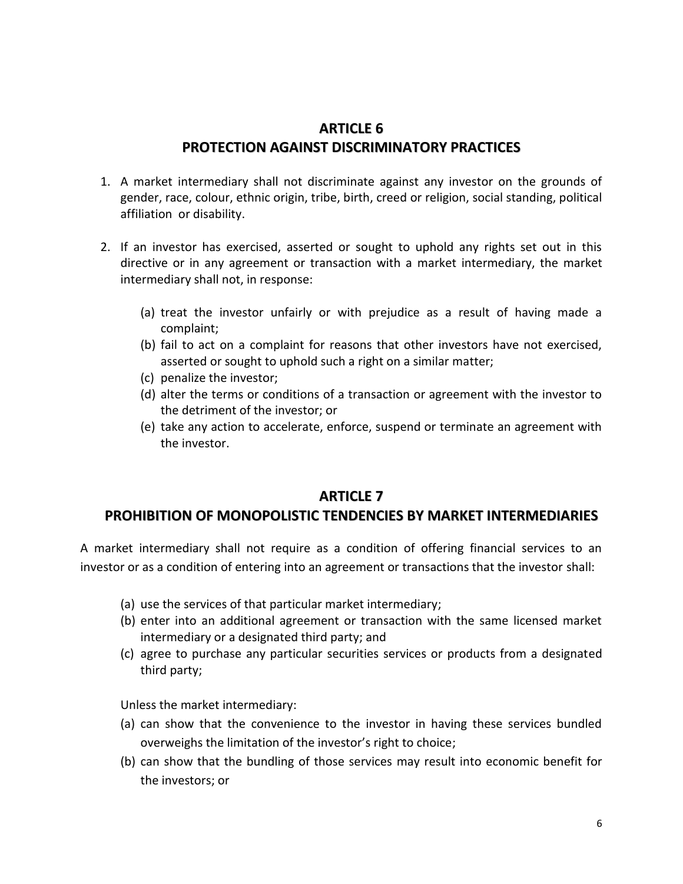## ARTICLE 6
## PROTECTION AGAINST DISCRIMINATORY PRACTICES

1. A market intermediary shall not discriminate against any investor on the grounds of gender, race, colour, ethnic origin, tribe, birth, creed or religion, social standing, political affiliation or disability.

2. If an investor has exercised, asserted or sought to uphold any rights set out in this directive or in any agreement or transaction with a market intermediary, the market intermediary shall not, in response:

   (a) treat the investor unfairly or with prejudice as a result of having made a complaint;
   (b) fail to act on a complaint for reasons that other investors have not exercised, asserted or sought to uphold such a right on a similar matter;
   (c) penalize the investor;
   (d) alter the terms or conditions of a transaction or agreement with the investor to the detriment of the investor; or
   (e) take any action to accelerate, enforce, suspend or terminate an agreement with the investor.

## ARTICLE 7
## PROHIBITION OF MONOPOLISTIC TENDENCIES BY MARKET INTERMEDIARIES

A market intermediary shall not require as a condition of offering financial services to an investor or as a condition of entering into an agreement or transactions that the investor shall:

(a) use the services of that particular market intermediary;
(b) enter into an additional agreement or transaction with the same licensed market intermediary or a designated third party; and
(c) agree to purchase any particular securities services or products from a designated third party;

Unless the market intermediary:

(a) can show that the convenience to the investor in having these services bundled overweighs the limitation of the investor's right to choice;
(b) can show that the bundling of those services may result into economic benefit for the investors; or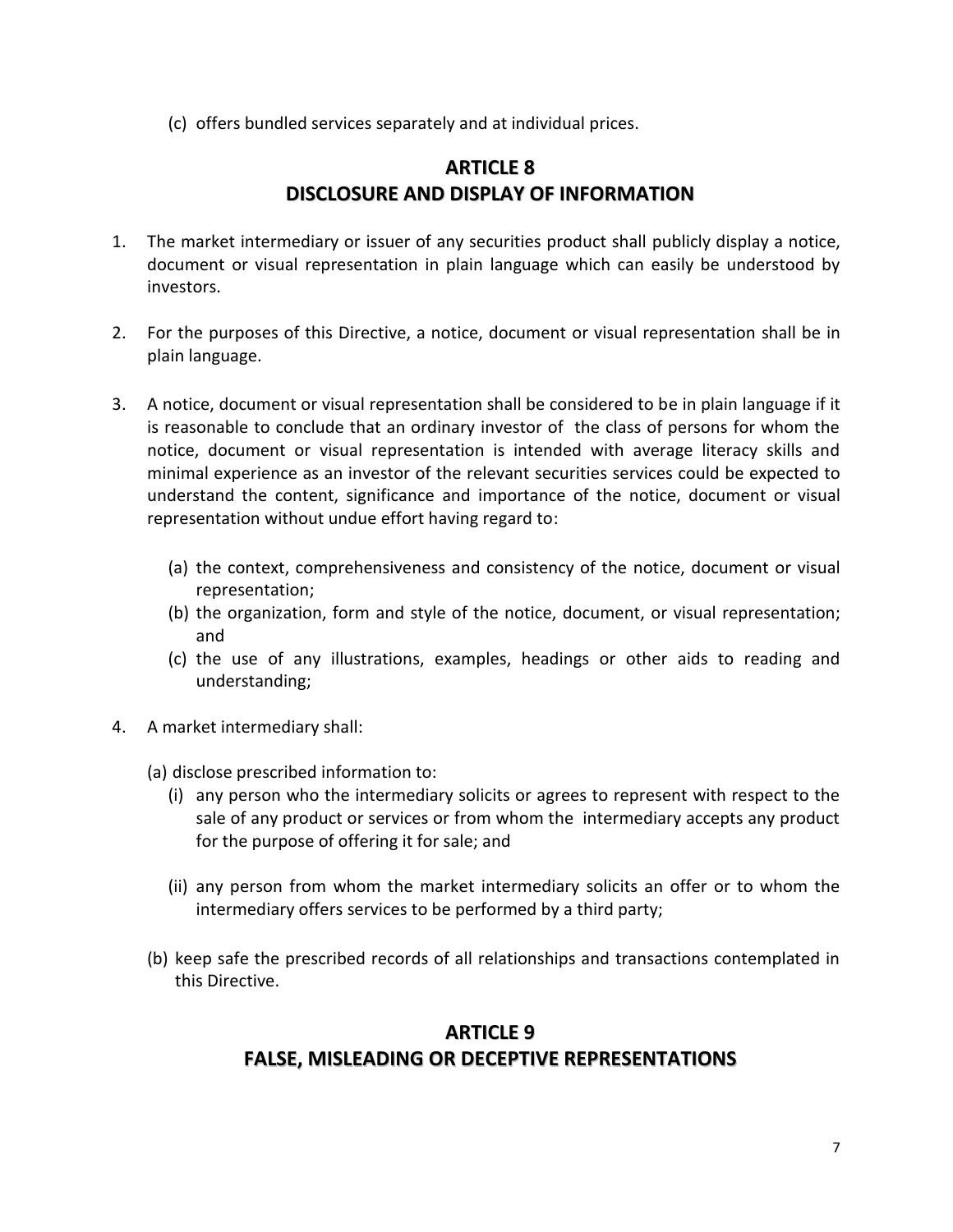(c) offers bundled services separately and at individual prices.

## ARTICLE 8
## DISCLOSURE AND DISPLAY OF INFORMATION

1. The market intermediary or issuer of any securities product shall publicly display a notice, document or visual representation in plain language which can easily be understood by investors.

2. For the purposes of this Directive, a notice, document or visual representation shall be in plain language.

3. A notice, document or visual representation shall be considered to be in plain language if it is reasonable to conclude that an ordinary investor of the class of persons for whom the notice, document or visual representation is intended with average literacy skills and minimal experience as an investor of the relevant securities services could be expected to understand the content, significance and importance of the notice, document or visual representation without undue effort having regard to:

   (a) the context, comprehensiveness and consistency of the notice, document or visual representation;
   (b) the organization, form and style of the notice, document, or visual representation; and
   (c) the use of any illustrations, examples, headings or other aids to reading and understanding;

4. A market intermediary shall:

   (a) disclose prescribed information to:
      (i) any person who the intermediary solicits or agrees to represent with respect to the sale of any product or services or from whom the intermediary accepts any product for the purpose of offering it for sale; and

      (ii) any person from whom the market intermediary solicits an offer or to whom the intermediary offers services to be performed by a third party;

   (b) keep safe the prescribed records of all relationships and transactions contemplated in this Directive.

## ARTICLE 9
## FALSE, MISLEADING OR DECEPTIVE REPRESENTATIONS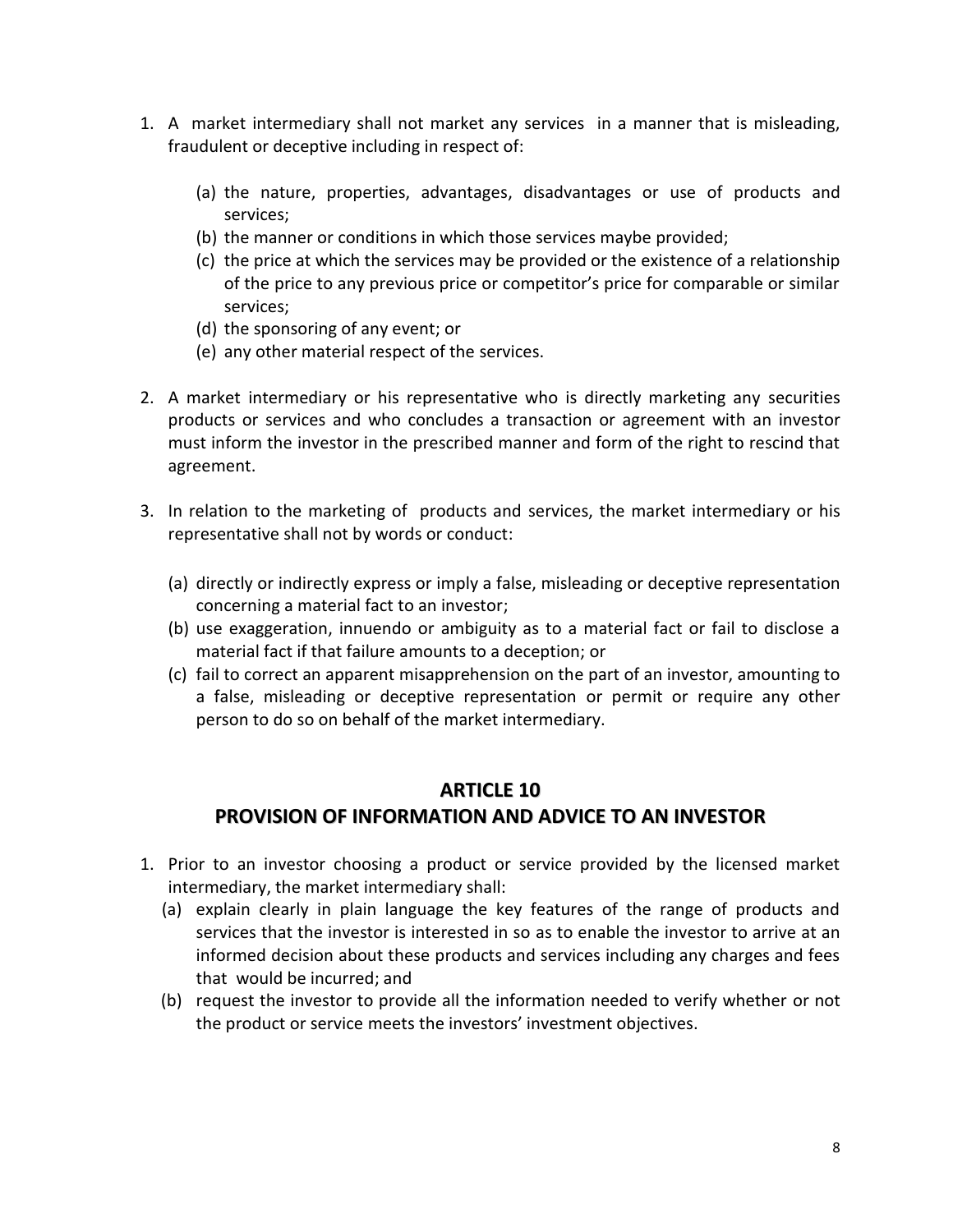1. A market intermediary shall not market any services in a manner that is misleading, fraudulent or deceptive including in respect of:

    (a) the nature, properties, advantages, disadvantages or use of products and services;
    (b) the manner or conditions in which those services maybe provided;
    (c) the price at which the services may be provided or the existence of a relationship of the price to any previous price or competitor's price for comparable or similar services;
    (d) the sponsoring of any event; or
    (e) any other material respect of the services.

2. A market intermediary or his representative who is directly marketing any securities products or services and who concludes a transaction or agreement with an investor must inform the investor in the prescribed manner and form of the right to rescind that agreement.

3. In relation to the marketing of products and services, the market intermediary or his representative shall not by words or conduct:

    (a) directly or indirectly express or imply a false, misleading or deceptive representation concerning a material fact to an investor;
    (b) use exaggeration, innuendo or ambiguity as to a material fact or fail to disclose a material fact if that failure amounts to a deception; or
    (c) fail to correct an apparent misapprehension on the part of an investor, amounting to a false, misleading or deceptive representation or permit or require any other person to do so on behalf of the market intermediary.

## ARTICLE 10
## PROVISION OF INFORMATION AND ADVICE TO AN INVESTOR

1. Prior to an investor choosing a product or service provided by the licensed market intermediary, the market intermediary shall:
    (a) explain clearly in plain language the key features of the range of products and services that the investor is interested in so as to enable the investor to arrive at an informed decision about these products and services including any charges and fees that would be incurred; and
    (b) request the investor to provide all the information needed to verify whether or not the product or service meets the investors' investment objectives.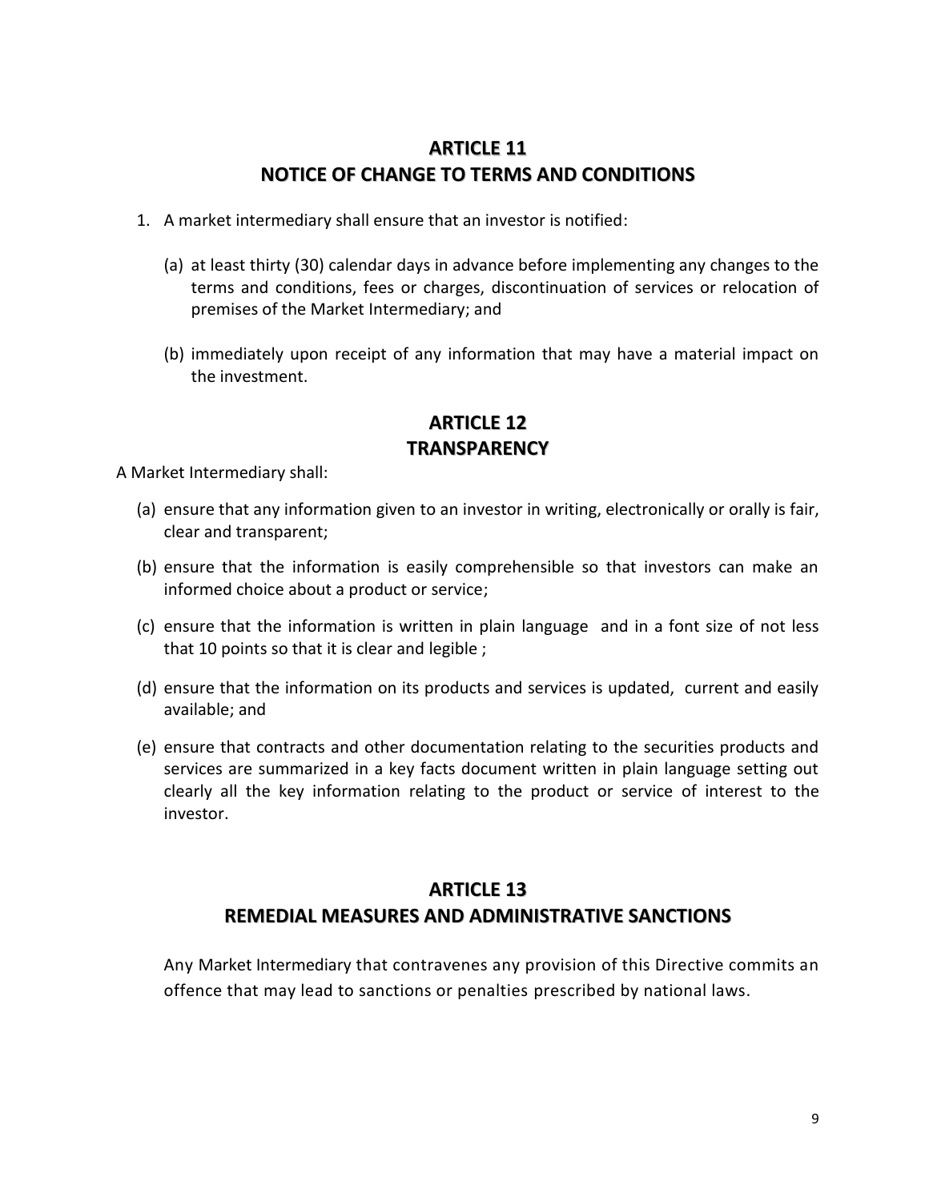## ARTICLE 11
## NOTICE OF CHANGE TO TERMS AND CONDITIONS

1. A market intermediary shall ensure that an investor is notified:

   (a) at least thirty (30) calendar days in advance before implementing any changes to the terms and conditions, fees or charges, discontinuation of services or relocation of premises of the Market Intermediary; and

   (b) immediately upon receipt of any information that may have a material impact on the investment.

## ARTICLE 12
## TRANSPARENCY

A Market Intermediary shall:

(a) ensure that any information given to an investor in writing, electronically or orally is fair, clear and transparent;

(b) ensure that the information is easily comprehensible so that investors can make an informed choice about a product or service;

(c) ensure that the information is written in plain language and in a font size of not less that 10 points so that it is clear and legible ;

(d) ensure that the information on its products and services is updated, current and easily available; and

(e) ensure that contracts and other documentation relating to the securities products and services are summarized in a key facts document written in plain language setting out clearly all the key information relating to the product or service of interest to the investor.

## ARTICLE 13
## REMEDIAL MEASURES AND ADMINISTRATIVE SANCTIONS

Any Market Intermediary that contravenes any provision of this Directive commits an offence that may lead to sanctions or penalties prescribed by national laws.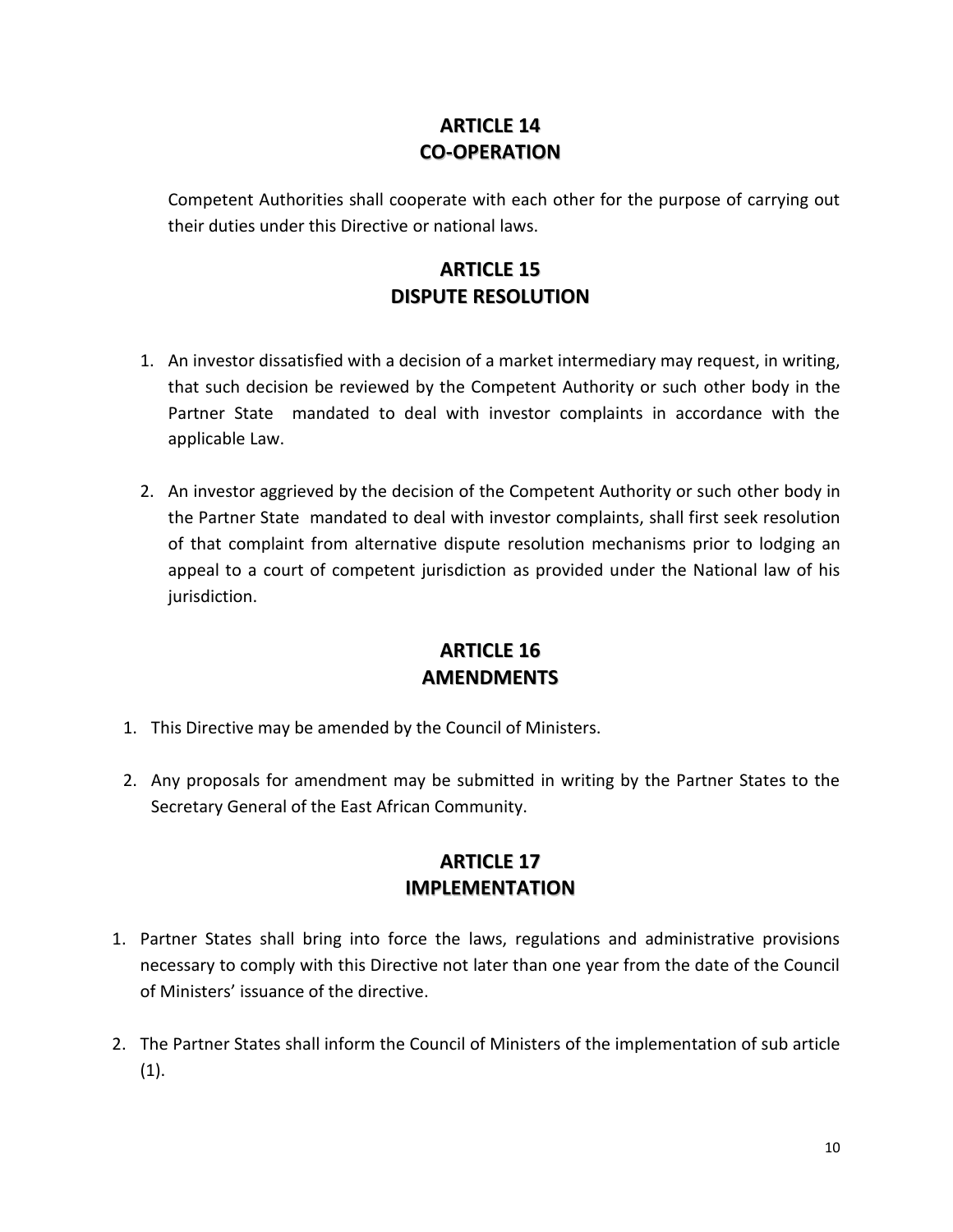## ARTICLE 14
## CO-OPERATION

Competent Authorities shall cooperate with each other for the purpose of carrying out their duties under this Directive or national laws.

## ARTICLE 15
## DISPUTE RESOLUTION

1. An investor dissatisfied with a decision of a market intermediary may request, in writing, that such decision be reviewed by the Competent Authority or such other body in the Partner State mandated to deal with investor complaints in accordance with the applicable Law.

2. An investor aggrieved by the decision of the Competent Authority or such other body in the Partner State mandated to deal with investor complaints, shall first seek resolution of that complaint from alternative dispute resolution mechanisms prior to lodging an appeal to a court of competent jurisdiction as provided under the National law of his jurisdiction.

## ARTICLE 16
## AMENDMENTS

1. This Directive may be amended by the Council of Ministers.

2. Any proposals for amendment may be submitted in writing by the Partner States to the Secretary General of the East African Community.

## ARTICLE 17
## IMPLEMENTATION

1. Partner States shall bring into force the laws, regulations and administrative provisions necessary to comply with this Directive not later than one year from the date of the Council of Ministers' issuance of the directive.

2. The Partner States shall inform the Council of Ministers of the implementation of sub article (1).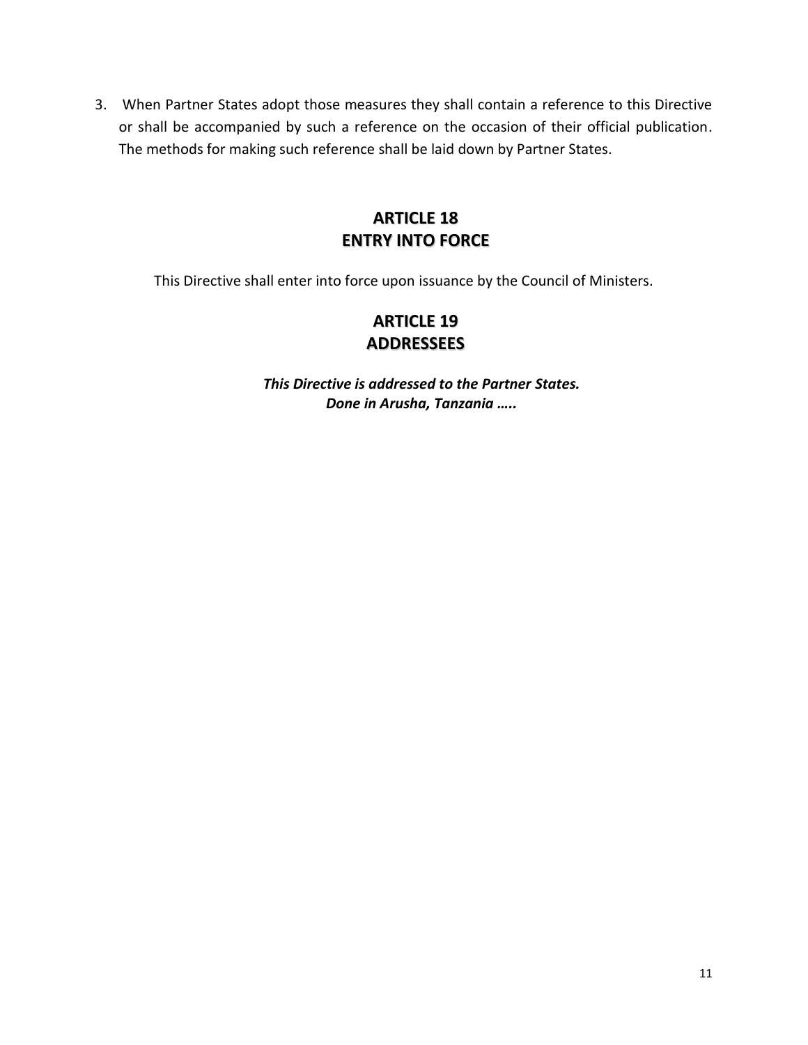3. When Partner States adopt those measures they shall contain a reference to this Directive or shall be accompanied by such a reference on the occasion of their official publication. The methods for making such reference shall be laid down by Partner States.

## ARTICLE 18
## ENTRY INTO FORCE

This Directive shall enter into force upon issuance by the Council of Ministers.

## ARTICLE 19
## ADDRESSEES

***This Directive is addressed to the Partner States.***
***Done in Arusha, Tanzania …..***